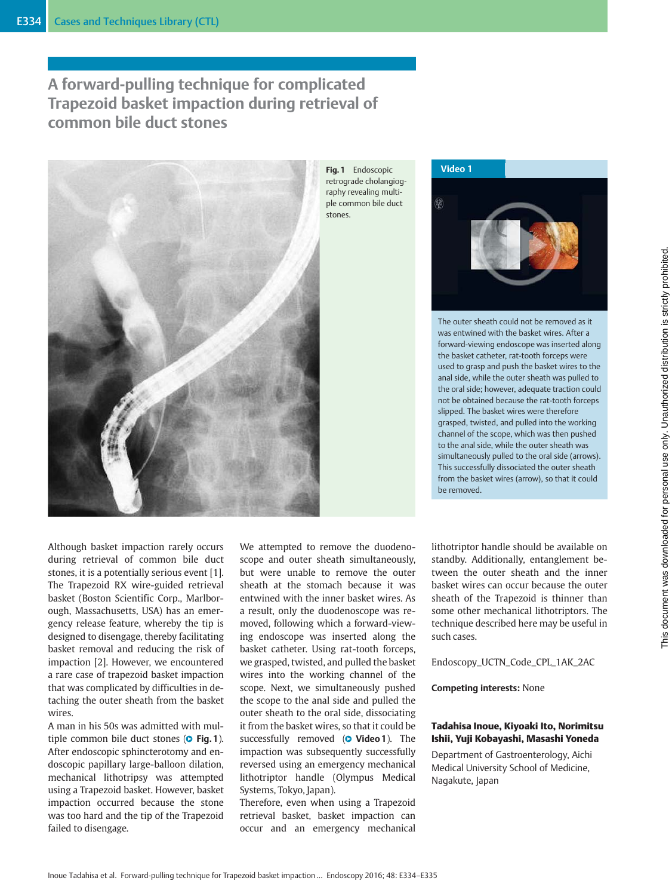# A forward-pulling technique for complicated Trapezoid basket impaction during retrieval of common bile duct stones

**Fig. 1** Endoscopic retrograde cholangiography revealing multiple common bile duct stones.

**Video 1**

The outer sheath could not be removed as it was entwined with the basket wires. After a forward-viewing endoscope was inserted along the basket catheter, rat-tooth forceps were used to grasp and push the basket wires to the anal side, while the outer sheath was pulled to the oral side; however, adequate traction could not be obtained because the rat-tooth forceps slipped. The basket wires were therefore grasped, twisted, and pulled into the working channel of the scope, which was then pushed to the anal side, while the outer sheath was simultaneously pulled to the oral side (arrows). This successfully dissociated the outer sheath from the basket wires (arrow), so that it could be removed.

Although basket impaction rarely occurs during retrieval of common bile duct stones, it is a potentially serious event [1]. The Trapezoid RX wire-guided retrieval basket (Boston Scientific Corp., Marlborough, Massachusetts, USA) has an emergency release feature, whereby the tip is designed to disengage, thereby facilitating basket removal and reducing the risk of impaction [2]. However, we encountered a rare case of trapezoid basket impaction that was complicated by difficulties in detaching the outer sheath from the basket wires.

A man in his 50s was admitted with multiple common bile duct stones (Fig. 1). After endoscopic sphincterotomy and endoscopic papillary large-balloon dilation, mechanical lithotripsy was attempted using a Trapezoid basket. However, basket impaction occurred because the stone was too hard and the tip of the Trapezoid failed to disengage.

We attempted to remove the duodenoscope and outer sheath simultaneously, but were unable to remove the outer sheath at the stomach because it was entwined with the inner basket wires. As a result, only the duodenoscope was removed, following which a forward-viewing endoscope was inserted along the basket catheter. Using rat-tooth forceps, we grasped, twisted, and pulled the basket wires into the working channel of the scope. Next, we simultaneously pushed the scope to the anal side and pulled the outer sheath to the oral side, dissociating it from the basket wires, so that it could be successfully removed (Video 1). The impaction was subsequently successfully reversed using an emergency mechanical lithotriptor handle (Olympus Medical Systems, Tokyo, Japan).

Therefore, even when using a Trapezoid retrieval basket, basket impaction can occur and an emergency mechanical lithotriptor handle should be available on standby. Additionally, entanglement between the outer sheath and the inner basket wires can occur because the outer sheath of the Trapezoid is thinner than some other mechanical lithotriptors. The technique described here may be useful in such cases.

Endoscopy_UCTN_Code_CPL_1AK_2AC

**Competing interests:** None

**Tadahisa Inoue, Kiyoaki Ito, Norimitsu Ishii, Yuji Kobayashi, Masashi Yoneda**

Department of Gastroenterology, Aichi Medical University School of Medicine, Nagakute, Japan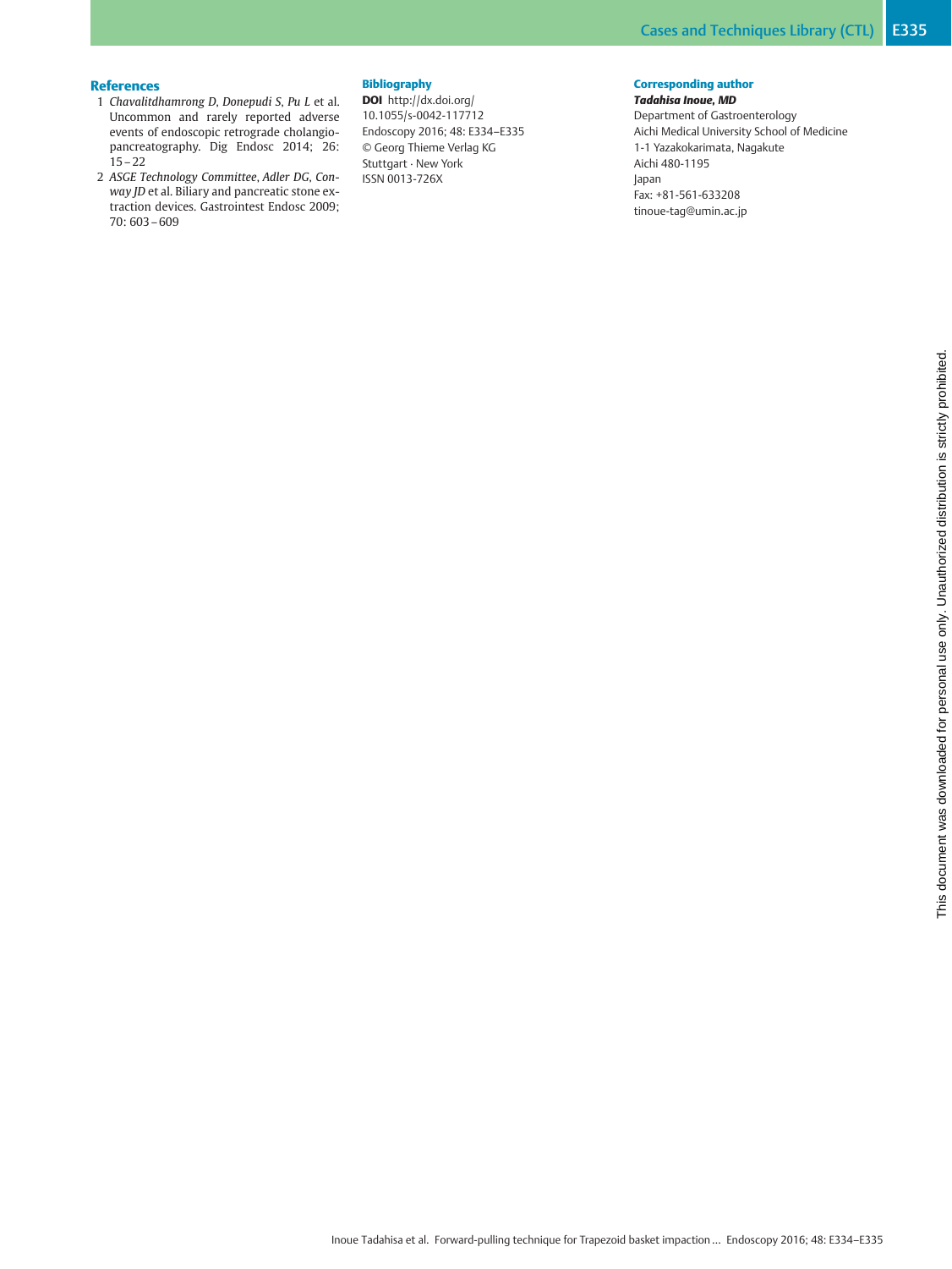## References

1. *Chavalitdhamrong D, Donepudi S, Pu L* et al. Uncommon and rarely reported adverse events of endoscopic retrograde cholangiopancreatography. Dig Endosc 2014; 26: 15–22
2. *ASGE Technology Committee, Adler DG, Conway JD* et al. Biliary and pancreatic stone extraction devices. Gastrointest Endosc 2009; 70: 603–609

## Bibliography

**DOI** http://dx.doi.org/10.1055/s-0042-117712
Endoscopy 2016; 48: E334–E335
© Georg Thieme Verlag KG
Stuttgart · New York
ISSN 0013-726X

## Corresponding author

***Tadahisa Inoue, MD***
Department of Gastroenterology
Aichi Medical University School of Medicine
1-1 Yazakokarimata, Nagakute
Aichi 480-1195
Japan
Fax: +81-561-633208
tinoue-tag@umin.ac.jp